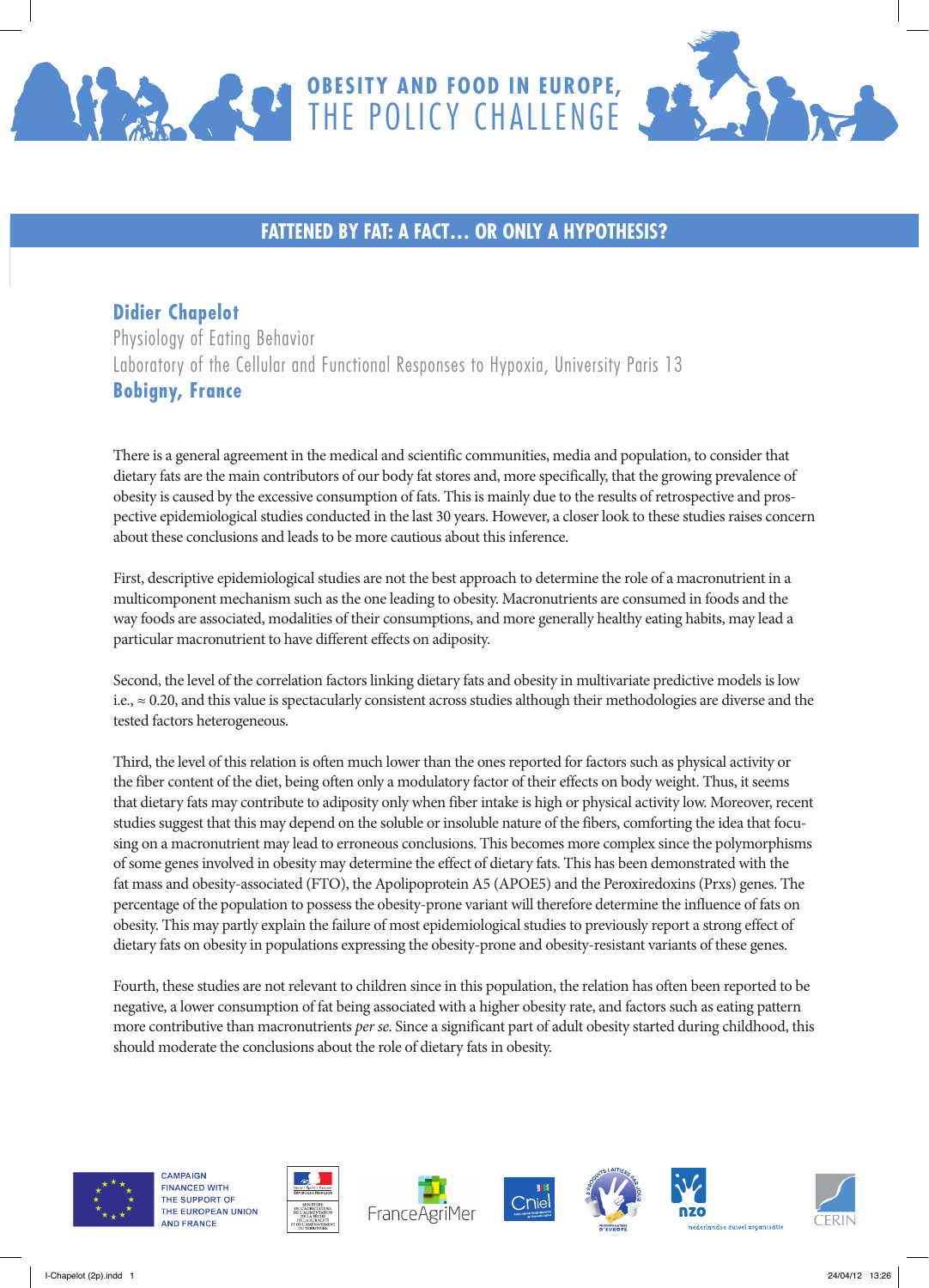# OBESITY AND FOOD IN EUROPE, THE POLICY CHALLENGE

## FATTENED BY FAT: A FACT… OR ONLY A HYPOTHESIS?

**Didier Chapelot**
Physiology of Eating Behavior
Laboratory of the Cellular and Functional Responses to Hypoxia, University Paris 13
**Bobigny, France**

There is a general agreement in the medical and scientific communities, media and population, to consider that dietary fats are the main contributors of our body fat stores and, more specifically, that the growing prevalence of obesity is caused by the excessive consumption of fats. This is mainly due to the results of retrospective and prospective epidemiological studies conducted in the last 30 years. However, a closer look to these studies raises concern about these conclusions and leads to be more cautious about this inference.

First, descriptive epidemiological studies are not the best approach to determine the role of a macronutrient in a multicomponent mechanism such as the one leading to obesity. Macronutrients are consumed in foods and the way foods are associated, modalities of their consumptions, and more generally healthy eating habits, may lead a particular macronutrient to have different effects on adiposity.

Second, the level of the correlation factors linking dietary fats and obesity in multivariate predictive models is low i.e., ≈ 0.20, and this value is spectacularly consistent across studies although their methodologies are diverse and the tested factors heterogeneous.

Third, the level of this relation is often much lower than the ones reported for factors such as physical activity or the fiber content of the diet, being often only a modulatory factor of their effects on body weight. Thus, it seems that dietary fats may contribute to adiposity only when fiber intake is high or physical activity low. Moreover, recent studies suggest that this may depend on the soluble or insoluble nature of the fibers, comforting the idea that focusing on a macronutrient may lead to erroneous conclusions. This becomes more complex since the polymorphisms of some genes involved in obesity may determine the effect of dietary fats. This has been demonstrated with the fat mass and obesity-associated (FTO), the Apolipoprotein A5 (APOE5) and the Peroxiredoxins (Prxs) genes. The percentage of the population to possess the obesity-prone variant will therefore determine the influence of fats on obesity. This may partly explain the failure of most epidemiological studies to previously report a strong effect of dietary fats on obesity in populations expressing the obesity-prone and obesity-resistant variants of these genes.

Fourth, these studies are not relevant to children since in this population, the relation has often been reported to be negative, a lower consumption of fat being associated with a higher obesity rate, and factors such as eating pattern more contributive than macronutrients *per se*. Since a significant part of adult obesity started during childhood, this should moderate the conclusions about the role of dietary fats in obesity.

CAMPAIGN FINANCED WITH THE SUPPORT OF THE EUROPEAN UNION AND FRANCE

FranceAgriMer

Cniel

nzo nederlandse zuivel organisatie

CERIN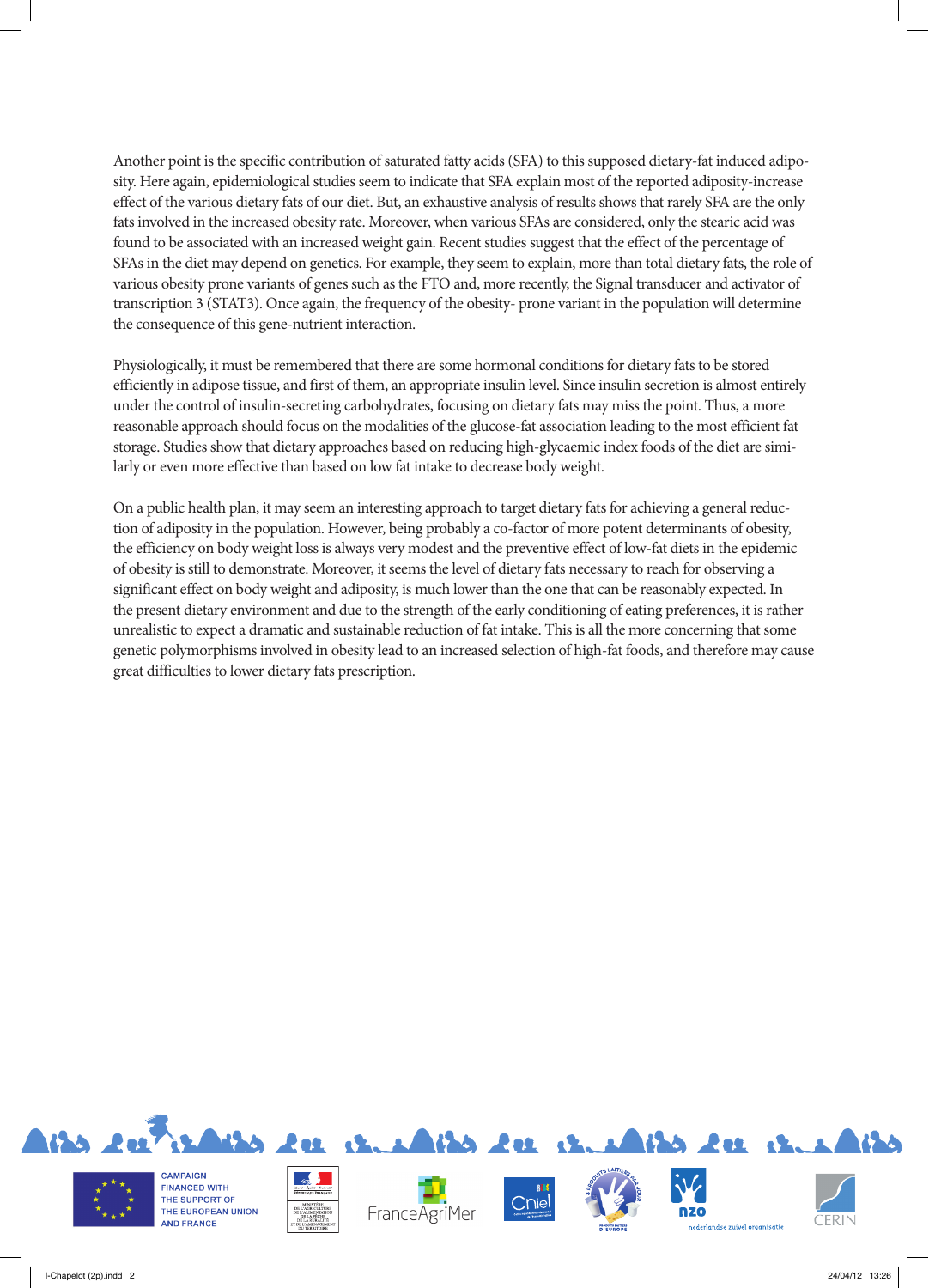Another point is the specific contribution of saturated fatty acids (SFA) to this supposed dietary-fat induced adiposity. Here again, epidemiological studies seem to indicate that SFA explain most of the reported adiposity-increase effect of the various dietary fats of our diet. But, an exhaustive analysis of results shows that rarely SFA are the only fats involved in the increased obesity rate. Moreover, when various SFAs are considered, only the stearic acid was found to be associated with an increased weight gain. Recent studies suggest that the effect of the percentage of SFAs in the diet may depend on genetics. For example, they seem to explain, more than total dietary fats, the role of various obesity prone variants of genes such as the FTO and, more recently, the Signal transducer and activator of transcription 3 (STAT3). Once again, the frequency of the obesity- prone variant in the population will determine the consequence of this gene-nutrient interaction.

Physiologically, it must be remembered that there are some hormonal conditions for dietary fats to be stored efficiently in adipose tissue, and first of them, an appropriate insulin level. Since insulin secretion is almost entirely under the control of insulin-secreting carbohydrates, focusing on dietary fats may miss the point. Thus, a more reasonable approach should focus on the modalities of the glucose-fat association leading to the most efficient fat storage. Studies show that dietary approaches based on reducing high-glycaemic index foods of the diet are similarly or even more effective than based on low fat intake to decrease body weight.

On a public health plan, it may seem an interesting approach to target dietary fats for achieving a general reduction of adiposity in the population. However, being probably a co-factor of more potent determinants of obesity, the efficiency on body weight loss is always very modest and the preventive effect of low-fat diets in the epidemic of obesity is still to demonstrate. Moreover, it seems the level of dietary fats necessary to reach for observing a significant effect on body weight and adiposity, is much lower than the one that can be reasonably expected. In the present dietary environment and due to the strength of the early conditioning of eating preferences, it is rather unrealistic to expect a dramatic and sustainable reduction of fat intake. This is all the more concerning that some genetic polymorphisms involved in obesity lead to an increased selection of high-fat foods, and therefore may cause great difficulties to lower dietary fats prescription.

CAMPAIGN FINANCED WITH THE SUPPORT OF THE EUROPEAN UNION AND FRANCE

FranceAgriMer

Cniel

nzo nederlandse zuivel organisatie

CERIN